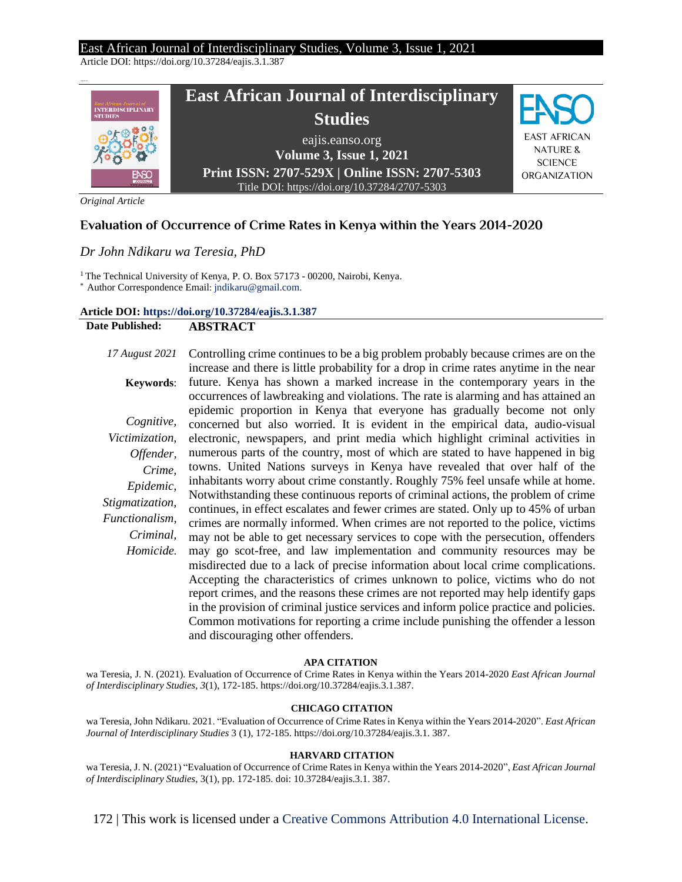*Original Article*

# Evaluation of Occurrence of Crime Rates in Kenya within the Years 2014-2020

*Dr John Ndikaru wa Teresia, PhD*

[1] The Technical University of Kenya, P. O. Box 57173 - 00200, Nairobi, Kenya.
[*] Author Correspondence Email: jndikaru@gmail.com.

**Article DOI: https://doi.org/10.37284/eajis.3.1.387**

**Date Published:** *17 August 2021*

**Keywords**: *Cognitive, Victimization, Offender, Crime, Epidemic, Stigmatization, Functionalism, Criminal, Homicide.*

## ABSTRACT

Controlling crime continues to be a big problem probably because crimes are on the increase and there is little probability for a drop in crime rates anytime in the near future. Kenya has shown a marked increase in the contemporary years in the occurrences of lawbreaking and violations. The rate is alarming and has attained an epidemic proportion in Kenya that everyone has gradually become not only concerned but also worried. It is evident in the empirical data, audio-visual electronic, newspapers, and print media which highlight criminal activities in numerous parts of the country, most of which are stated to have happened in big towns. United Nations surveys in Kenya have revealed that over half of the inhabitants worry about crime constantly. Roughly 75% feel unsafe while at home. Notwithstanding these continuous reports of criminal actions, the problem of crime continues, in effect escalates and fewer crimes are stated. Only up to 45% of urban crimes are normally informed. When crimes are not reported to the police, victims may not be able to get necessary services to cope with the persecution, offenders may go scot-free, and law implementation and community resources may be misdirected due to a lack of precise information about local crime complications. Accepting the characteristics of crimes unknown to police, victims who do not report crimes, and the reasons these crimes are not reported may help identify gaps in the provision of criminal justice services and inform police practice and policies. Common motivations for reporting a crime include punishing the offender a lesson and discouraging other offenders.

**APA CITATION**

wa Teresia, J. N. (2021). Evaluation of Occurrence of Crime Rates in Kenya within the Years 2014-2020 *East African Journal of Interdisciplinary Studies*, *3*(1), 172-185. https://doi.org/10.37284/eajis.3.1.387.

**CHICAGO CITATION**

wa Teresia, John Ndikaru. 2021. "Evaluation of Occurrence of Crime Rates in Kenya within the Years 2014-2020". *East African Journal of Interdisciplinary Studies* 3 (1), 172-185. https://doi.org/10.37284/eajis.3.1. 387.

**HARVARD CITATION**

wa Teresia, J. N. (2021) "Evaluation of Occurrence of Crime Rates in Kenya within the Years 2014-2020", *East African Journal of Interdisciplinary Studies*, 3(1), pp. 172-185. doi: 10.37284/eajis.3.1. 387.

This work is licensed under a Creative Commons Attribution 4.0 International License.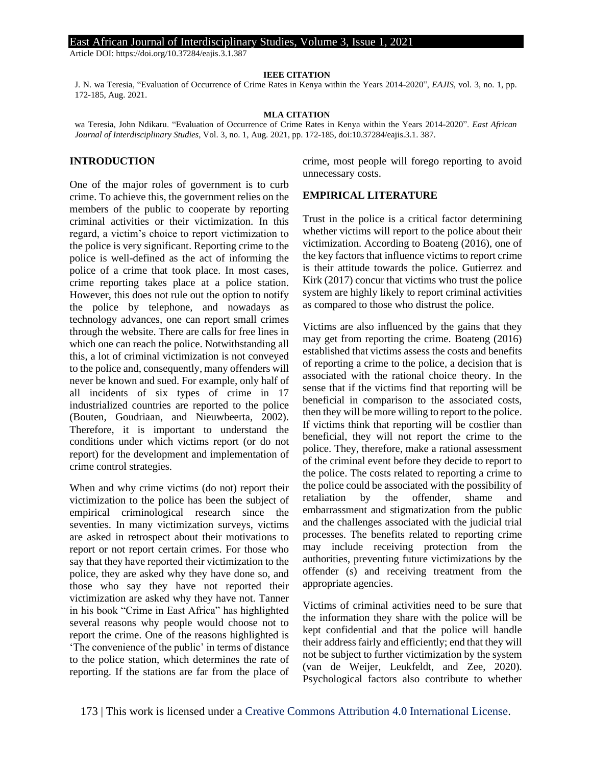**IEEE CITATION**

J. N. wa Teresia, "Evaluation of Occurrence of Crime Rates in Kenya within the Years 2014-2020", *EAJIS*, vol. 3, no. 1, pp. 172-185, Aug. 2021.

**MLA CITATION**

wa Teresia, John Ndikaru. "Evaluation of Occurrence of Crime Rates in Kenya within the Years 2014-2020". *East African Journal of Interdisciplinary Studies*, Vol. 3, no. 1, Aug. 2021, pp. 172-185, doi:10.37284/eajis.3.1. 387.

## INTRODUCTION

One of the major roles of government is to curb crime. To achieve this, the government relies on the members of the public to cooperate by reporting criminal activities or their victimization. In this regard, a victim's choice to report victimization to the police is very significant. Reporting crime to the police is well-defined as the act of informing the police of a crime that took place. In most cases, crime reporting takes place at a police station. However, this does not rule out the option to notify the police by telephone, and nowadays as technology advances, one can report small crimes through the website. There are calls for free lines in which one can reach the police. Notwithstanding all this, a lot of criminal victimization is not conveyed to the police and, consequently, many offenders will never be known and sued. For example, only half of all incidents of six types of crime in 17 industrialized countries are reported to the police (Bouten, Goudriaan, and Nieuwbeerta, 2002). Therefore, it is important to understand the conditions under which victims report (or do not report) for the development and implementation of crime control strategies.

When and why crime victims (do not) report their victimization to the police has been the subject of empirical criminological research since the seventies. In many victimization surveys, victims are asked in retrospect about their motivations to report or not report certain crimes. For those who say that they have reported their victimization to the police, they are asked why they have done so, and those who say they have not reported their victimization are asked why they have not. Tanner in his book "Crime in East Africa" has highlighted several reasons why people would choose not to report the crime. One of the reasons highlighted is 'The convenience of the public' in terms of distance to the police station, which determines the rate of reporting. If the stations are far from the place of crime, most people will forego reporting to avoid unnecessary costs.

## EMPIRICAL LITERATURE

Trust in the police is a critical factor determining whether victims will report to the police about their victimization. According to Boateng (2016), one of the key factors that influence victims to report crime is their attitude towards the police. Gutierrez and Kirk (2017) concur that victims who trust the police system are highly likely to report criminal activities as compared to those who distrust the police.

Victims are also influenced by the gains that they may get from reporting the crime. Boateng (2016) established that victims assess the costs and benefits of reporting a crime to the police, a decision that is associated with the rational choice theory. In the sense that if the victims find that reporting will be beneficial in comparison to the associated costs, then they will be more willing to report to the police. If victims think that reporting will be costlier than beneficial, they will not report the crime to the police. They, therefore, make a rational assessment of the criminal event before they decide to report to the police. The costs related to reporting a crime to the police could be associated with the possibility of retaliation by the offender, shame and embarrassment and stigmatization from the public and the challenges associated with the judicial trial processes. The benefits related to reporting crime may include receiving protection from the authorities, preventing future victimizations by the offender (s) and receiving treatment from the appropriate agencies.

Victims of criminal activities need to be sure that the information they share with the police will be kept confidential and that the police will handle their address fairly and efficiently; end that they will not be subject to further victimization by the system (van de Weijer, Leukfeldt, and Zee, 2020). Psychological factors also contribute to whether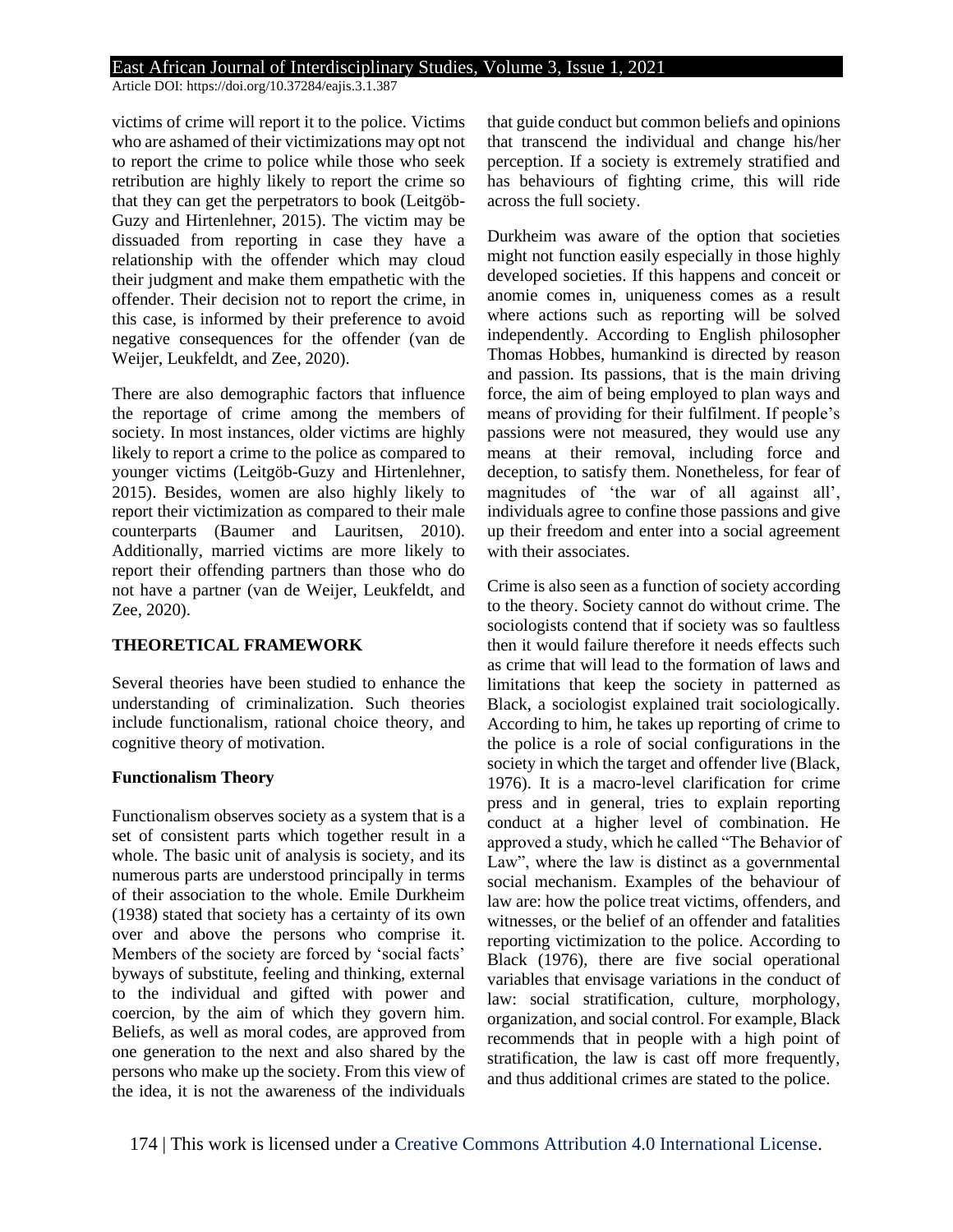victims of crime will report it to the police. Victims who are ashamed of their victimizations may opt not to report the crime to police while those who seek retribution are highly likely to report the crime so that they can get the perpetrators to book (Leitgöb-Guzy and Hirtenlehner, 2015). The victim may be dissuaded from reporting in case they have a relationship with the offender which may cloud their judgment and make them empathetic with the offender. Their decision not to report the crime, in this case, is informed by their preference to avoid negative consequences for the offender (van de Weijer, Leukfeldt, and Zee, 2020).

There are also demographic factors that influence the reportage of crime among the members of society. In most instances, older victims are highly likely to report a crime to the police as compared to younger victims (Leitgöb-Guzy and Hirtenlehner, 2015). Besides, women are also highly likely to report their victimization as compared to their male counterparts (Baumer and Lauritsen, 2010). Additionally, married victims are more likely to report their offending partners than those who do not have a partner (van de Weijer, Leukfeldt, and Zee, 2020).

## THEORETICAL FRAMEWORK

Several theories have been studied to enhance the understanding of criminalization. Such theories include functionalism, rational choice theory, and cognitive theory of motivation.

### Functionalism Theory

Functionalism observes society as a system that is a set of consistent parts which together result in a whole. The basic unit of analysis is society, and its numerous parts are understood principally in terms of their association to the whole. Emile Durkheim (1938) stated that society has a certainty of its own over and above the persons who comprise it. Members of the society are forced by 'social facts' byways of substitute, feeling and thinking, external to the individual and gifted with power and coercion, by the aim of which they govern him. Beliefs, as well as moral codes, are approved from one generation to the next and also shared by the persons who make up the society. From this view of the idea, it is not the awareness of the individuals that guide conduct but common beliefs and opinions that transcend the individual and change his/her perception. If a society is extremely stratified and has behaviours of fighting crime, this will ride across the full society.

Durkheim was aware of the option that societies might not function easily especially in those highly developed societies. If this happens and conceit or anomie comes in, uniqueness comes as a result where actions such as reporting will be solved independently. According to English philosopher Thomas Hobbes, humankind is directed by reason and passion. Its passions, that is the main driving force, the aim of being employed to plan ways and means of providing for their fulfilment. If people's passions were not measured, they would use any means at their removal, including force and deception, to satisfy them. Nonetheless, for fear of magnitudes of 'the war of all against all', individuals agree to confine those passions and give up their freedom and enter into a social agreement with their associates.

Crime is also seen as a function of society according to the theory. Society cannot do without crime. The sociologists contend that if society was so faultless then it would failure therefore it needs effects such as crime that will lead to the formation of laws and limitations that keep the society in patterned as Black, a sociologist explained trait sociologically. According to him, he takes up reporting of crime to the police is a role of social configurations in the society in which the target and offender live (Black, 1976). It is a macro-level clarification for crime press and in general, tries to explain reporting conduct at a higher level of combination. He approved a study, which he called "The Behavior of Law", where the law is distinct as a governmental social mechanism. Examples of the behaviour of law are: how the police treat victims, offenders, and witnesses, or the belief of an offender and fatalities reporting victimization to the police. According to Black (1976), there are five social operational variables that envisage variations in the conduct of law: social stratification, culture, morphology, organization, and social control. For example, Black recommends that in people with a high point of stratification, the law is cast off more frequently, and thus additional crimes are stated to the police.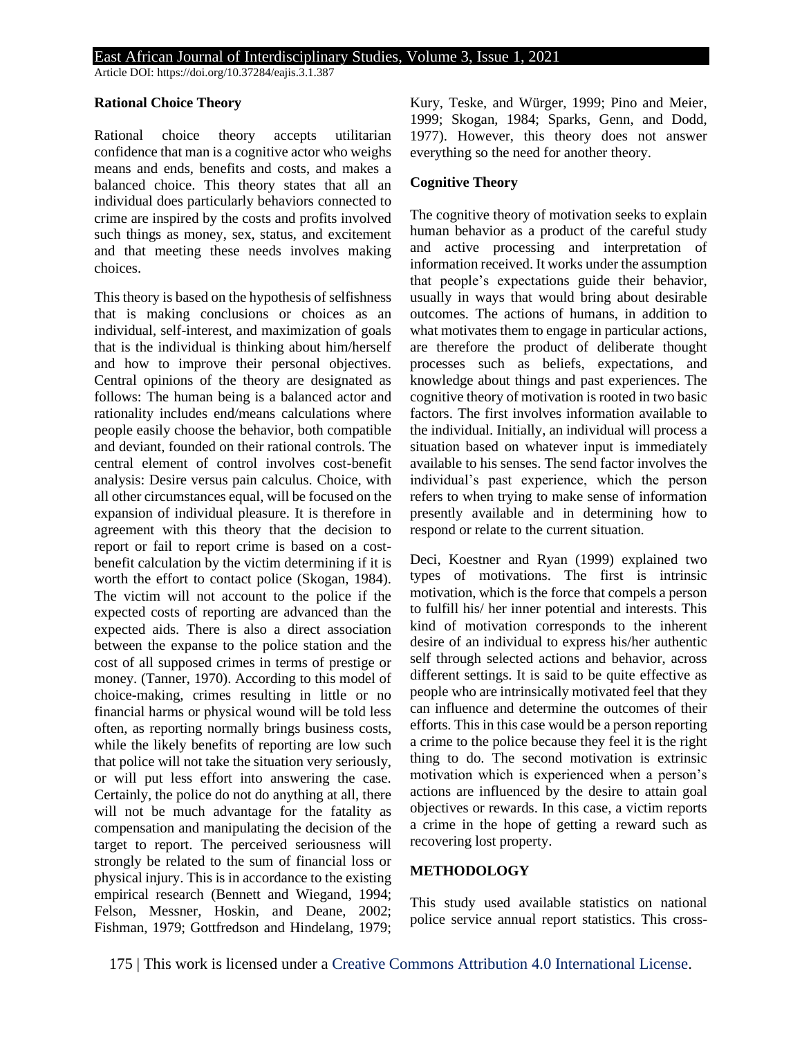**Rational Choice Theory**

Rational choice theory accepts utilitarian confidence that man is a cognitive actor who weighs means and ends, benefits and costs, and makes a balanced choice. This theory states that all an individual does particularly behaviors connected to crime are inspired by the costs and profits involved such things as money, sex, status, and excitement and that meeting these needs involves making choices.

This theory is based on the hypothesis of selfishness that is making conclusions or choices as an individual, self-interest, and maximization of goals that is the individual is thinking about him/herself and how to improve their personal objectives. Central opinions of the theory are designated as follows: The human being is a balanced actor and rationality includes end/means calculations where people easily choose the behavior, both compatible and deviant, founded on their rational controls. The central element of control involves cost-benefit analysis: Desire versus pain calculus. Choice, with all other circumstances equal, will be focused on the expansion of individual pleasure. It is therefore in agreement with this theory that the decision to report or fail to report crime is based on a cost-benefit calculation by the victim determining if it is worth the effort to contact police (Skogan, 1984). The victim will not account to the police if the expected costs of reporting are advanced than the expected aids. There is also a direct association between the expanse to the police station and the cost of all supposed crimes in terms of prestige or money. (Tanner, 1970). According to this model of choice-making, crimes resulting in little or no financial harms or physical wound will be told less often, as reporting normally brings business costs, while the likely benefits of reporting are low such that police will not take the situation very seriously, or will put less effort into answering the case. Certainly, the police do not do anything at all, there will not be much advantage for the fatality as compensation and manipulating the decision of the target to report. The perceived seriousness will strongly be related to the sum of financial loss or physical injury. This is in accordance to the existing empirical research (Bennett and Wiegand, 1994; Felson, Messner, Hoskin, and Deane, 2002; Fishman, 1979; Gottfredson and Hindelang, 1979; Kury, Teske, and Würger, 1999; Pino and Meier, 1999; Skogan, 1984; Sparks, Genn, and Dodd, 1977). However, this theory does not answer everything so the need for another theory.

**Cognitive Theory**

The cognitive theory of motivation seeks to explain human behavior as a product of the careful study and active processing and interpretation of information received. It works under the assumption that people's expectations guide their behavior, usually in ways that would bring about desirable outcomes. The actions of humans, in addition to what motivates them to engage in particular actions, are therefore the product of deliberate thought processes such as beliefs, expectations, and knowledge about things and past experiences. The cognitive theory of motivation is rooted in two basic factors. The first involves information available to the individual. Initially, an individual will process a situation based on whatever input is immediately available to his senses. The send factor involves the individual's past experience, which the person refers to when trying to make sense of information presently available and in determining how to respond or relate to the current situation.

Deci, Koestner and Ryan (1999) explained two types of motivations. The first is intrinsic motivation, which is the force that compels a person to fulfill his/ her inner potential and interests. This kind of motivation corresponds to the inherent desire of an individual to express his/her authentic self through selected actions and behavior, across different settings. It is said to be quite effective as people who are intrinsically motivated feel that they can influence and determine the outcomes of their efforts. This in this case would be a person reporting a crime to the police because they feel it is the right thing to do. The second motivation is extrinsic motivation which is experienced when a person's actions are influenced by the desire to attain goal objectives or rewards. In this case, a victim reports a crime in the hope of getting a reward such as recovering lost property.

## METHODOLOGY

This study used available statistics on national police service annual report statistics. This cross-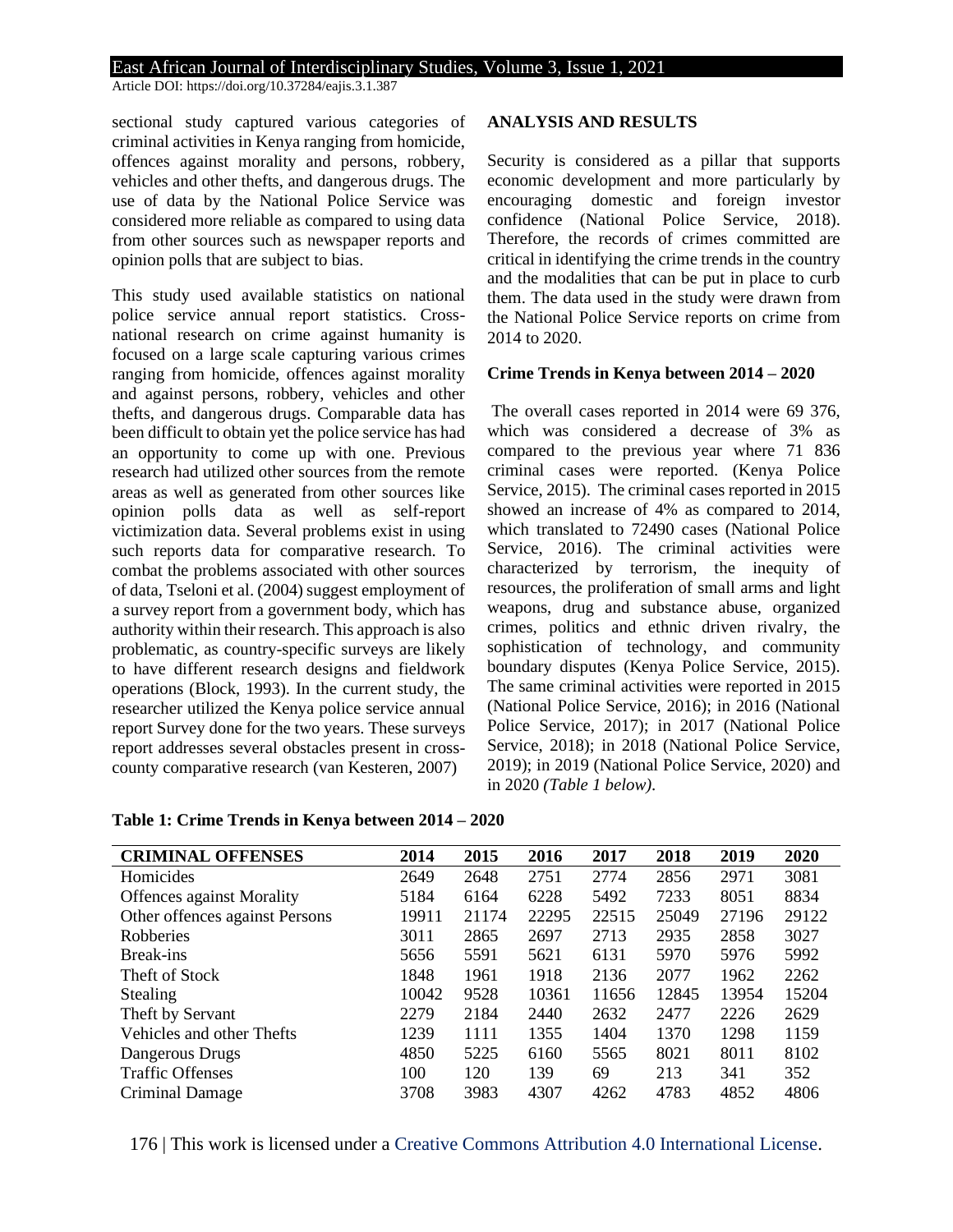sectional study captured various categories of criminal activities in Kenya ranging from homicide, offences against morality and persons, robbery, vehicles and other thefts, and dangerous drugs. The use of data by the National Police Service was considered more reliable as compared to using data from other sources such as newspaper reports and opinion polls that are subject to bias.

This study used available statistics on national police service annual report statistics. Cross-national research on crime against humanity is focused on a large scale capturing various crimes ranging from homicide, offences against morality and against persons, robbery, vehicles and other thefts, and dangerous drugs. Comparable data has been difficult to obtain yet the police service has had an opportunity to come up with one. Previous research had utilized other sources from the remote areas as well as generated from other sources like opinion polls data as well as self-report victimization data. Several problems exist in using such reports data for comparative research. To combat the problems associated with other sources of data, Tseloni et al. (2004) suggest employment of a survey report from a government body, which has authority within their research. This approach is also problematic, as country-specific surveys are likely to have different research designs and fieldwork operations (Block, 1993). In the current study, the researcher utilized the Kenya police service annual report Survey done for the two years. These surveys report addresses several obstacles present in cross-county comparative research (van Kesteren, 2007)

## ANALYSIS AND RESULTS

Security is considered as a pillar that supports economic development and more particularly by encouraging domestic and foreign investor confidence (National Police Service, 2018). Therefore, the records of crimes committed are critical in identifying the crime trends in the country and the modalities that can be put in place to curb them. The data used in the study were drawn from the National Police Service reports on crime from 2014 to 2020.

### Crime Trends in Kenya between 2014 – 2020

The overall cases reported in 2014 were 69 376, which was considered a decrease of 3% as compared to the previous year where 71 836 criminal cases were reported. (Kenya Police Service, 2015). The criminal cases reported in 2015 showed an increase of 4% as compared to 2014, which translated to 72490 cases (National Police Service, 2016). The criminal activities were characterized by terrorism, the inequity of resources, the proliferation of small arms and light weapons, drug and substance abuse, organized crimes, politics and ethnic driven rivalry, the sophistication of technology, and community boundary disputes (Kenya Police Service, 2015). The same criminal activities were reported in 2015 (National Police Service, 2016); in 2016 (National Police Service, 2017); in 2017 (National Police Service, 2018); in 2018 (National Police Service, 2019); in 2019 (National Police Service, 2020) and in 2020 *(Table 1 below)*.

**Table 1: Crime Trends in Kenya between 2014 – 2020**

| CRIMINAL OFFENSES | 2014 | 2015 | 2016 | 2017 | 2018 | 2019 | 2020 |
|---|---|---|---|---|---|---|---|
| Homicides | 2649 | 2648 | 2751 | 2774 | 2856 | 2971 | 3081 |
| Offences against Morality | 5184 | 6164 | 6228 | 5492 | 7233 | 8051 | 8834 |
| Other offences against Persons | 19911 | 21174 | 22295 | 22515 | 25049 | 27196 | 29122 |
| Robberies | 3011 | 2865 | 2697 | 2713 | 2935 | 2858 | 3027 |
| Break-ins | 5656 | 5591 | 5621 | 6131 | 5970 | 5976 | 5992 |
| Theft of Stock | 1848 | 1961 | 1918 | 2136 | 2077 | 1962 | 2262 |
| Stealing | 10042 | 9528 | 10361 | 11656 | 12845 | 13954 | 15204 |
| Theft by Servant | 2279 | 2184 | 2440 | 2632 | 2477 | 2226 | 2629 |
| Vehicles and other Thefts | 1239 | 1111 | 1355 | 1404 | 1370 | 1298 | 1159 |
| Dangerous Drugs | 4850 | 5225 | 6160 | 5565 | 8021 | 8011 | 8102 |
| Traffic Offenses | 100 | 120 | 139 | 69 | 213 | 341 | 352 |
| Criminal Damage | 3708 | 3983 | 4307 | 4262 | 4783 | 4852 | 4806 |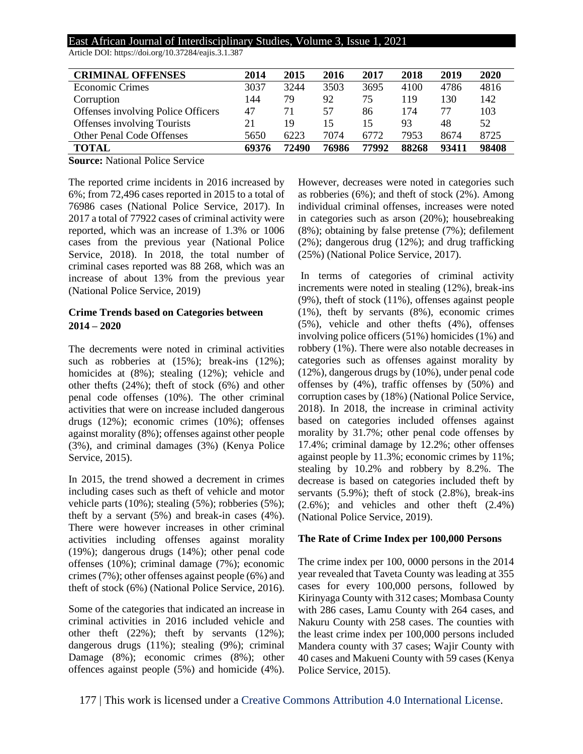| CRIMINAL OFFENSES | 2014 | 2015 | 2016 | 2017 | 2018 | 2019 | 2020 |
|---|---|---|---|---|---|---|---|
| Economic Crimes | 3037 | 3244 | 3503 | 3695 | 4100 | 4786 | 4816 |
| Corruption | 144 | 79 | 92 | 75 | 119 | 130 | 142 |
| Offenses involving Police Officers | 47 | 71 | 57 | 86 | 174 | 77 | 103 |
| Offenses involving Tourists | 21 | 19 | 15 | 15 | 93 | 48 | 52 |
| Other Penal Code Offenses | 5650 | 6223 | 7074 | 6772 | 7953 | 8674 | 8725 |
| **TOTAL** | **69376** | **72490** | **76986** | **77992** | **88268** | **93411** | **98408** |

**Source:** National Police Service

The reported crime incidents in 2016 increased by 6%; from 72,496 cases reported in 2015 to a total of 76986 cases (National Police Service, 2017). In 2017 a total of 77922 cases of criminal activity were reported, which was an increase of 1.3% or 1006 cases from the previous year (National Police Service, 2018). In 2018, the total number of criminal cases reported was 88 268, which was an increase of about 13% from the previous year (National Police Service, 2019)

### Crime Trends based on Categories between 2014 – 2020

The decrements were noted in criminal activities such as robberies at (15%); break-ins (12%); homicides at (8%); stealing (12%); vehicle and other thefts (24%); theft of stock (6%) and other penal code offenses (10%). The other criminal activities that were on increase included dangerous drugs (12%); economic crimes (10%); offenses against morality (8%); offenses against other people (3%), and criminal damages (3%) (Kenya Police Service, 2015).

In 2015, the trend showed a decrement in crimes including cases such as theft of vehicle and motor vehicle parts (10%); stealing (5%); robberies (5%); theft by a servant (5%) and break-in cases (4%). There were however increases in other criminal activities including offenses against morality (19%); dangerous drugs (14%); other penal code offenses (10%); criminal damage (7%); economic crimes (7%); other offenses against people (6%) and theft of stock (6%) (National Police Service, 2016).

Some of the categories that indicated an increase in criminal activities in 2016 included vehicle and other theft (22%); theft by servants (12%); dangerous drugs (11%); stealing (9%); criminal Damage (8%); economic crimes (8%); other offences against people (5%) and homicide (4%). However, decreases were noted in categories such as robberies (6%); and theft of stock (2%). Among individual criminal offenses, increases were noted in categories such as arson (20%); housebreaking (8%); obtaining by false pretense (7%); defilement (2%); dangerous drug (12%); and drug trafficking (25%) (National Police Service, 2017).

In terms of categories of criminal activity increments were noted in stealing (12%), break-ins (9%), theft of stock (11%), offenses against people (1%), theft by servants (8%), economic crimes (5%), vehicle and other thefts (4%), offenses involving police officers (51%) homicides (1%) and robbery (1%). There were also notable decreases in categories such as offenses against morality by (12%), dangerous drugs by (10%), under penal code offenses by (4%), traffic offenses by (50%) and corruption cases by (18%) (National Police Service, 2018). In 2018, the increase in criminal activity based on categories included offenses against morality by 31.7%; other penal code offenses by 17.4%; criminal damage by 12.2%; other offenses against people by 11.3%; economic crimes by 11%; stealing by 10.2% and robbery by 8.2%. The decrease is based on categories included theft by servants (5.9%); theft of stock (2.8%), break-ins (2.6%); and vehicles and other theft (2.4%) (National Police Service, 2019).

### The Rate of Crime Index per 100,000 Persons

The crime index per 100, 0000 persons in the 2014 year revealed that Taveta County was leading at 355 cases for every 100,000 persons, followed by Kirinyaga County with 312 cases; Mombasa County with 286 cases, Lamu County with 264 cases, and Nakuru County with 258 cases. The counties with the least crime index per 100,000 persons included Mandera county with 37 cases; Wajir County with 40 cases and Makueni County with 59 cases (Kenya Police Service, 2015).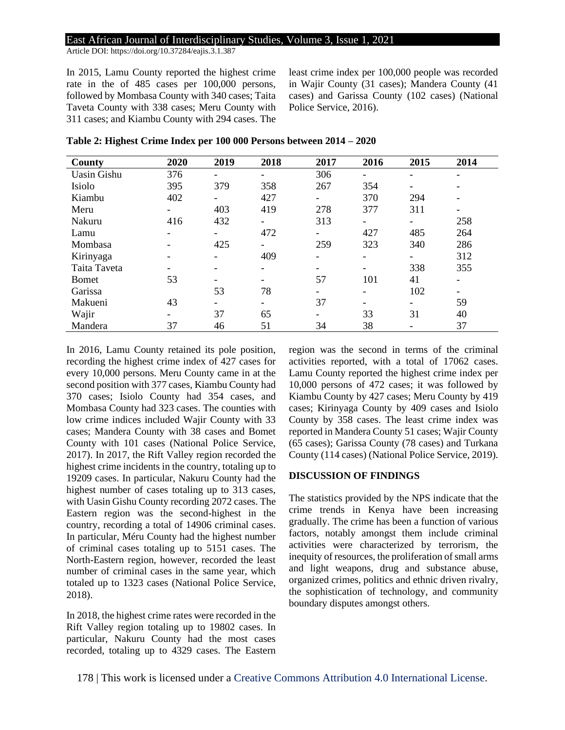In 2015, Lamu County reported the highest crime rate in the of 485 cases per 100,000 persons, followed by Mombasa County with 340 cases; Taita Taveta County with 338 cases; Meru County with 311 cases; and Kiambu County with 294 cases. The least crime index per 100,000 people was recorded in Wajir County (31 cases); Mandera County (41 cases) and Garissa County (102 cases) (National Police Service, 2016).

**Table 2: Highest Crime Index per 100 000 Persons between 2014 – 2020**

| County | 2020 | 2019 | 2018 | 2017 | 2016 | 2015 | 2014 |
|---|---|---|---|---|---|---|---|
| Uasin Gishu | 376 | - | - | 306 | - | - | - |
| Isiolo | 395 | 379 | 358 | 267 | 354 | - | - |
| Kiambu | 402 | - | 427 | - | 370 | 294 | - |
| Meru | - | 403 | 419 | 278 | 377 | 311 | - |
| Nakuru | 416 | 432 | - | 313 | - | - | 258 |
| Lamu | - | - | 472 | - | 427 | 485 | 264 |
| Mombasa | - | 425 | - | 259 | 323 | 340 | 286 |
| Kirinyaga | - | - | 409 | - | - | - | 312 |
| Taita Taveta | - | - | - | - | - | 338 | 355 |
| Bomet | 53 | - | - | 57 | 101 | 41 | - |
| Garissa | | 53 | 78 | - | - | 102 | - |
| Makueni | 43 | - | - | 37 | - | - | 59 |
| Wajir | - | 37 | 65 | - | 33 | 31 | 40 |
| Mandera | 37 | 46 | 51 | 34 | 38 | - | 37 |

In 2016, Lamu County retained its pole position, recording the highest crime index of 427 cases for every 10,000 persons. Meru County came in at the second position with 377 cases, Kiambu County had 370 cases; Isiolo County had 354 cases, and Mombasa County had 323 cases. The counties with low crime indices included Wajir County with 33 cases; Mandera County with 38 cases and Bomet County with 101 cases (National Police Service, 2017). In 2017, the Rift Valley region recorded the highest crime incidents in the country, totaling up to 19209 cases. In particular, Nakuru County had the highest number of cases totaling up to 313 cases, with Uasin Gishu County recording 2072 cases. The Eastern region was the second-highest in the country, recording a total of 14906 criminal cases. In particular, Méru County had the highest number of criminal cases totaling up to 5151 cases. The North-Eastern region, however, recorded the least number of criminal cases in the same year, which totaled up to 1323 cases (National Police Service, 2018).

In 2018, the highest crime rates were recorded in the Rift Valley region totaling up to 19802 cases. In particular, Nakuru County had the most cases recorded, totaling up to 4329 cases. The Eastern region was the second in terms of the criminal activities reported, with a total of 17062 cases. Lamu County reported the highest crime index per 10,000 persons of 472 cases; it was followed by Kiambu County by 427 cases; Meru County by 419 cases; Kirinyaga County by 409 cases and Isiolo County by 358 cases. The least crime index was reported in Mandera County 51 cases; Wajir County (65 cases); Garissa County (78 cases) and Turkana County (114 cases) (National Police Service, 2019).

## DISCUSSION OF FINDINGS

The statistics provided by the NPS indicate that the crime trends in Kenya have been increasing gradually. The crime has been a function of various factors, notably amongst them include criminal activities were characterized by terrorism, the inequity of resources, the proliferation of small arms and light weapons, drug and substance abuse, organized crimes, politics and ethnic driven rivalry, the sophistication of technology, and community boundary disputes amongst others.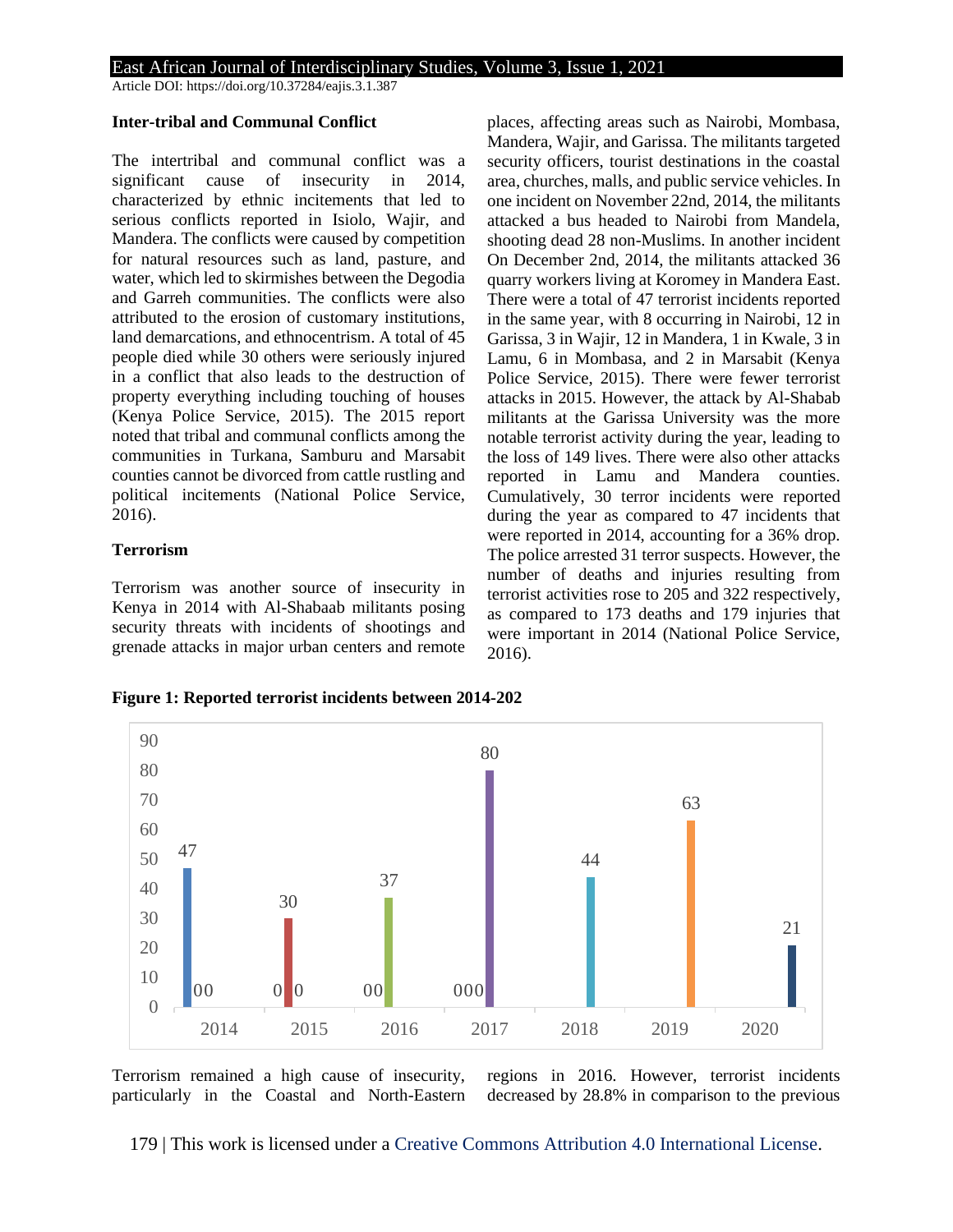### Inter-tribal and Communal Conflict

The intertribal and communal conflict was a significant cause of insecurity in 2014, characterized by ethnic incitements that led to serious conflicts reported in Isiolo, Wajir, and Mandera. The conflicts were caused by competition for natural resources such as land, pasture, and water, which led to skirmishes between the Degodia and Garreh communities. The conflicts were also attributed to the erosion of customary institutions, land demarcations, and ethnocentrism. A total of 45 people died while 30 others were seriously injured in a conflict that also leads to the destruction of property everything including touching of houses (Kenya Police Service, 2015). The 2015 report noted that tribal and communal conflicts among the communities in Turkana, Samburu and Marsabit counties cannot be divorced from cattle rustling and political incitements (National Police Service, 2016).

### Terrorism

Terrorism was another source of insecurity in Kenya in 2014 with Al-Shabaab militants posing security threats with incidents of shootings and grenade attacks in major urban centers and remote places, affecting areas such as Nairobi, Mombasa, Mandera, Wajir, and Garissa. The militants targeted security officers, tourist destinations in the coastal area, churches, malls, and public service vehicles. In one incident on November 22nd, 2014, the militants attacked a bus headed to Nairobi from Mandela, shooting dead 28 non-Muslims. In another incident On December 2nd, 2014, the militants attacked 36 quarry workers living at Koromey in Mandera East. There were a total of 47 terrorist incidents reported in the same year, with 8 occurring in Nairobi, 12 in Garissa, 3 in Wajir, 12 in Mandera, 1 in Kwale, 3 in Lamu, 6 in Mombasa, and 2 in Marsabit (Kenya Police Service, 2015). There were fewer terrorist attacks in 2015. However, the attack by Al-Shabab militants at the Garissa University was the more notable terrorist activity during the year, leading to the loss of 149 lives. There were also other attacks reported in Lamu and Mandera counties. Cumulatively, 30 terror incidents were reported during the year as compared to 47 incidents that were reported in 2014, accounting for a 36% drop. The police arrested 31 terror suspects. However, the number of deaths and injuries resulting from terrorist activities rose to 205 and 322 respectively, as compared to 173 deaths and 179 injuries that were important in 2014 (National Police Service, 2016).

**Figure 1: Reported terrorist incidents between 2014-202**

| Year | Reported terrorist incidents |
|---|---|
| 2014 | 47 |
| 2015 | 30 |
| 2016 | 37 |
| 2017 | 80 |
| 2018 | 44 |
| 2019 | 63 |
| 2020 | 21 |

Terrorism remained a high cause of insecurity, particularly in the Coastal and North-Eastern regions in 2016. However, terrorist incidents decreased by 28.8% in comparison to the previous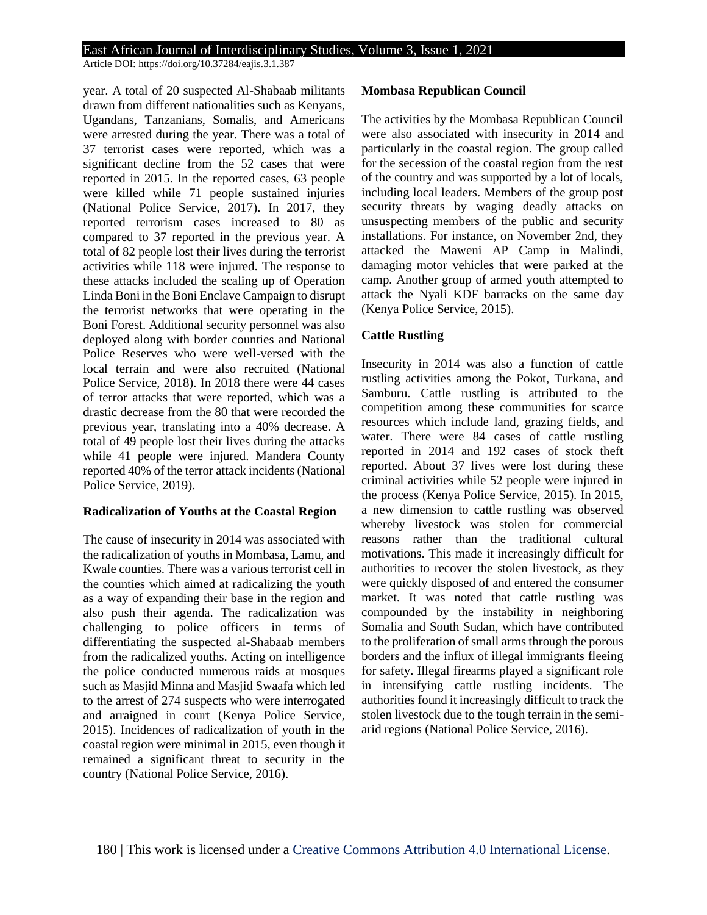year. A total of 20 suspected Al-Shabaab militants drawn from different nationalities such as Kenyans, Ugandans, Tanzanians, Somalis, and Americans were arrested during the year. There was a total of 37 terrorist cases were reported, which was a significant decline from the 52 cases that were reported in 2015. In the reported cases, 63 people were killed while 71 people sustained injuries (National Police Service, 2017). In 2017, they reported terrorism cases increased to 80 as compared to 37 reported in the previous year. A total of 82 people lost their lives during the terrorist activities while 118 were injured. The response to these attacks included the scaling up of Operation Linda Boni in the Boni Enclave Campaign to disrupt the terrorist networks that were operating in the Boni Forest. Additional security personnel was also deployed along with border counties and National Police Reserves who were well-versed with the local terrain and were also recruited (National Police Service, 2018). In 2018 there were 44 cases of terror attacks that were reported, which was a drastic decrease from the 80 that were recorded the previous year, translating into a 40% decrease. A total of 49 people lost their lives during the attacks while 41 people were injured. Mandera County reported 40% of the terror attack incidents (National Police Service, 2019).

**Radicalization of Youths at the Coastal Region**

The cause of insecurity in 2014 was associated with the radicalization of youths in Mombasa, Lamu, and Kwale counties. There was a various terrorist cell in the counties which aimed at radicalizing the youth as a way of expanding their base in the region and also push their agenda. The radicalization was challenging to police officers in terms of differentiating the suspected al-Shabaab members from the radicalized youths. Acting on intelligence the police conducted numerous raids at mosques such as Masjid Minna and Masjid Swaafa which led to the arrest of 274 suspects who were interrogated and arraigned in court (Kenya Police Service, 2015). Incidences of radicalization of youth in the coastal region were minimal in 2015, even though it remained a significant threat to security in the country (National Police Service, 2016).

**Mombasa Republican Council**

The activities by the Mombasa Republican Council were also associated with insecurity in 2014 and particularly in the coastal region. The group called for the secession of the coastal region from the rest of the country and was supported by a lot of locals, including local leaders. Members of the group post security threats by waging deadly attacks on unsuspecting members of the public and security installations. For instance, on November 2nd, they attacked the Maweni AP Camp in Malindi, damaging motor vehicles that were parked at the camp. Another group of armed youth attempted to attack the Nyali KDF barracks on the same day (Kenya Police Service, 2015).

**Cattle Rustling**

Insecurity in 2014 was also a function of cattle rustling activities among the Pokot, Turkana, and Samburu. Cattle rustling is attributed to the competition among these communities for scarce resources which include land, grazing fields, and water. There were 84 cases of cattle rustling reported in 2014 and 192 cases of stock theft reported. About 37 lives were lost during these criminal activities while 52 people were injured in the process (Kenya Police Service, 2015). In 2015, a new dimension to cattle rustling was observed whereby livestock was stolen for commercial reasons rather than the traditional cultural motivations. This made it increasingly difficult for authorities to recover the stolen livestock, as they were quickly disposed of and entered the consumer market. It was noted that cattle rustling was compounded by the instability in neighboring Somalia and South Sudan, which have contributed to the proliferation of small arms through the porous borders and the influx of illegal immigrants fleeing for safety. Illegal firearms played a significant role in intensifying cattle rustling incidents. The authorities found it increasingly difficult to track the stolen livestock due to the tough terrain in the semi-arid regions (National Police Service, 2016).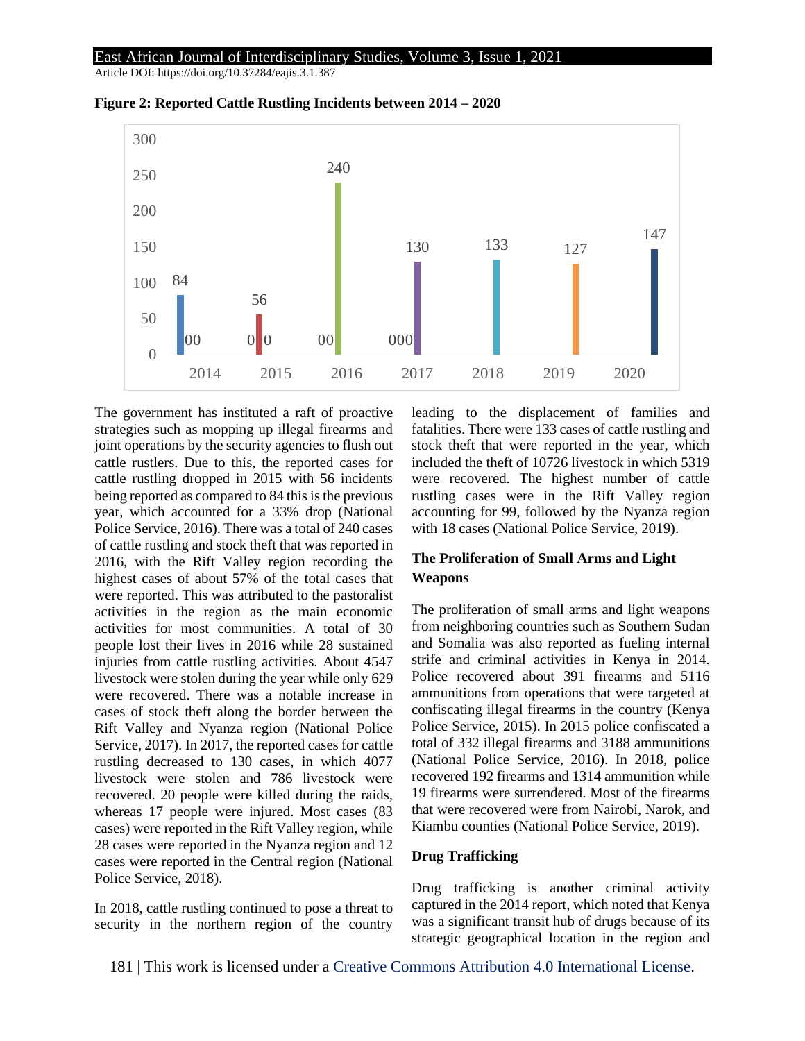**Figure 2: Reported Cattle Rustling Incidents between 2014 – 2020**

| Year | Incidents |
|---|---|
| 2014 | 84 |
| 2015 | 56 |
| 2016 | 240 |
| 2017 | 130 |
| 2018 | 133 |
| 2019 | 127 |
| 2020 | 147 |

The government has instituted a raft of proactive strategies such as mopping up illegal firearms and joint operations by the security agencies to flush out cattle rustlers. Due to this, the reported cases for cattle rustling dropped in 2015 with 56 incidents being reported as compared to 84 this is the previous year, which accounted for a 33% drop (National Police Service, 2016). There was a total of 240 cases of cattle rustling and stock theft that was reported in 2016, with the Rift Valley region recording the highest cases of about 57% of the total cases that were reported. This was attributed to the pastoralist activities in the region as the main economic activities for most communities. A total of 30 people lost their lives in 2016 while 28 sustained injuries from cattle rustling activities. About 4547 livestock were stolen during the year while only 629 were recovered. There was a notable increase in cases of stock theft along the border between the Rift Valley and Nyanza region (National Police Service, 2017). In 2017, the reported cases for cattle rustling decreased to 130 cases, in which 4077 livestock were stolen and 786 livestock were recovered. 20 people were killed during the raids, whereas 17 people were injured. Most cases (83 cases) were reported in the Rift Valley region, while 28 cases were reported in the Nyanza region and 12 cases were reported in the Central region (National Police Service, 2018).

In 2018, cattle rustling continued to pose a threat to security in the northern region of the country leading to the displacement of families and fatalities. There were 133 cases of cattle rustling and stock theft that were reported in the year, which included the theft of 10726 livestock in which 5319 were recovered. The highest number of cattle rustling cases were in the Rift Valley region accounting for 99, followed by the Nyanza region with 18 cases (National Police Service, 2019).

### The Proliferation of Small Arms and Light Weapons

The proliferation of small arms and light weapons from neighboring countries such as Southern Sudan and Somalia was also reported as fueling internal strife and criminal activities in Kenya in 2014. Police recovered about 391 firearms and 5116 ammunitions from operations that were targeted at confiscating illegal firearms in the country (Kenya Police Service, 2015). In 2015 police confiscated a total of 332 illegal firearms and 3188 ammunitions (National Police Service, 2016). In 2018, police recovered 192 firearms and 1314 ammunition while 19 firearms were surrendered. Most of the firearms that were recovered were from Nairobi, Narok, and Kiambu counties (National Police Service, 2019).

### Drug Trafficking

Drug trafficking is another criminal activity captured in the 2014 report, which noted that Kenya was a significant transit hub of drugs because of its strategic geographical location in the region and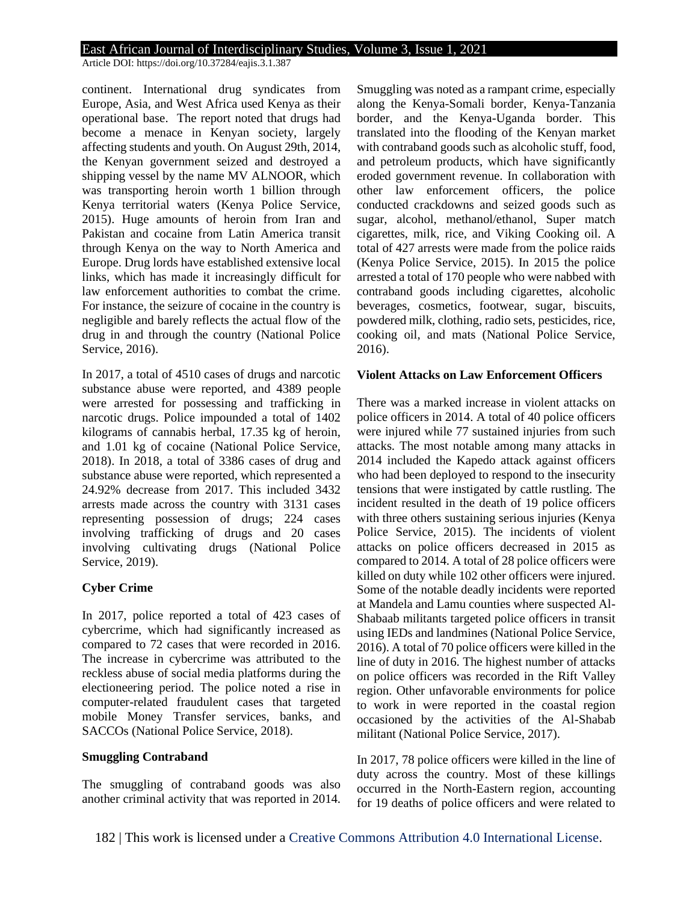continent. International drug syndicates from Europe, Asia, and West Africa used Kenya as their operational base. The report noted that drugs had become a menace in Kenyan society, largely affecting students and youth. On August 29th, 2014, the Kenyan government seized and destroyed a shipping vessel by the name MV ALNOOR, which was transporting heroin worth 1 billion through Kenya territorial waters (Kenya Police Service, 2015). Huge amounts of heroin from Iran and Pakistan and cocaine from Latin America transit through Kenya on the way to North America and Europe. Drug lords have established extensive local links, which has made it increasingly difficult for law enforcement authorities to combat the crime. For instance, the seizure of cocaine in the country is negligible and barely reflects the actual flow of the drug in and through the country (National Police Service, 2016).

In 2017, a total of 4510 cases of drugs and narcotic substance abuse were reported, and 4389 people were arrested for possessing and trafficking in narcotic drugs. Police impounded a total of 1402 kilograms of cannabis herbal, 17.35 kg of heroin, and 1.01 kg of cocaine (National Police Service, 2018). In 2018, a total of 3386 cases of drug and substance abuse were reported, which represented a 24.92% decrease from 2017. This included 3432 arrests made across the country with 3131 cases representing possession of drugs; 224 cases involving trafficking of drugs and 20 cases involving cultivating drugs (National Police Service, 2019).

**Cyber Crime**

In 2017, police reported a total of 423 cases of cybercrime, which had significantly increased as compared to 72 cases that were recorded in 2016. The increase in cybercrime was attributed to the reckless abuse of social media platforms during the electioneering period. The police noted a rise in computer-related fraudulent cases that targeted mobile Money Transfer services, banks, and SACCOs (National Police Service, 2018).

**Smuggling Contraband**

The smuggling of contraband goods was also another criminal activity that was reported in 2014. Smuggling was noted as a rampant crime, especially along the Kenya-Somali border, Kenya-Tanzania border, and the Kenya-Uganda border. This translated into the flooding of the Kenyan market with contraband goods such as alcoholic stuff, food, and petroleum products, which have significantly eroded government revenue. In collaboration with other law enforcement officers, the police conducted crackdowns and seized goods such as sugar, alcohol, methanol/ethanol, Super match cigarettes, milk, rice, and Viking Cooking oil. A total of 427 arrests were made from the police raids (Kenya Police Service, 2015). In 2015 the police arrested a total of 170 people who were nabbed with contraband goods including cigarettes, alcoholic beverages, cosmetics, footwear, sugar, biscuits, powdered milk, clothing, radio sets, pesticides, rice, cooking oil, and mats (National Police Service, 2016).

**Violent Attacks on Law Enforcement Officers**

There was a marked increase in violent attacks on police officers in 2014. A total of 40 police officers were injured while 77 sustained injuries from such attacks. The most notable among many attacks in 2014 included the Kapedo attack against officers who had been deployed to respond to the insecurity tensions that were instigated by cattle rustling. The incident resulted in the death of 19 police officers with three others sustaining serious injuries (Kenya Police Service, 2015). The incidents of violent attacks on police officers decreased in 2015 as compared to 2014. A total of 28 police officers were killed on duty while 102 other officers were injured. Some of the notable deadly incidents were reported at Mandela and Lamu counties where suspected Al-Shabaab militants targeted police officers in transit using IEDs and landmines (National Police Service, 2016). A total of 70 police officers were killed in the line of duty in 2016. The highest number of attacks on police officers was recorded in the Rift Valley region. Other unfavorable environments for police to work in were reported in the coastal region occasioned by the activities of the Al-Shabab militant (National Police Service, 2017).

In 2017, 78 police officers were killed in the line of duty across the country. Most of these killings occurred in the North-Eastern region, accounting for 19 deaths of police officers and were related to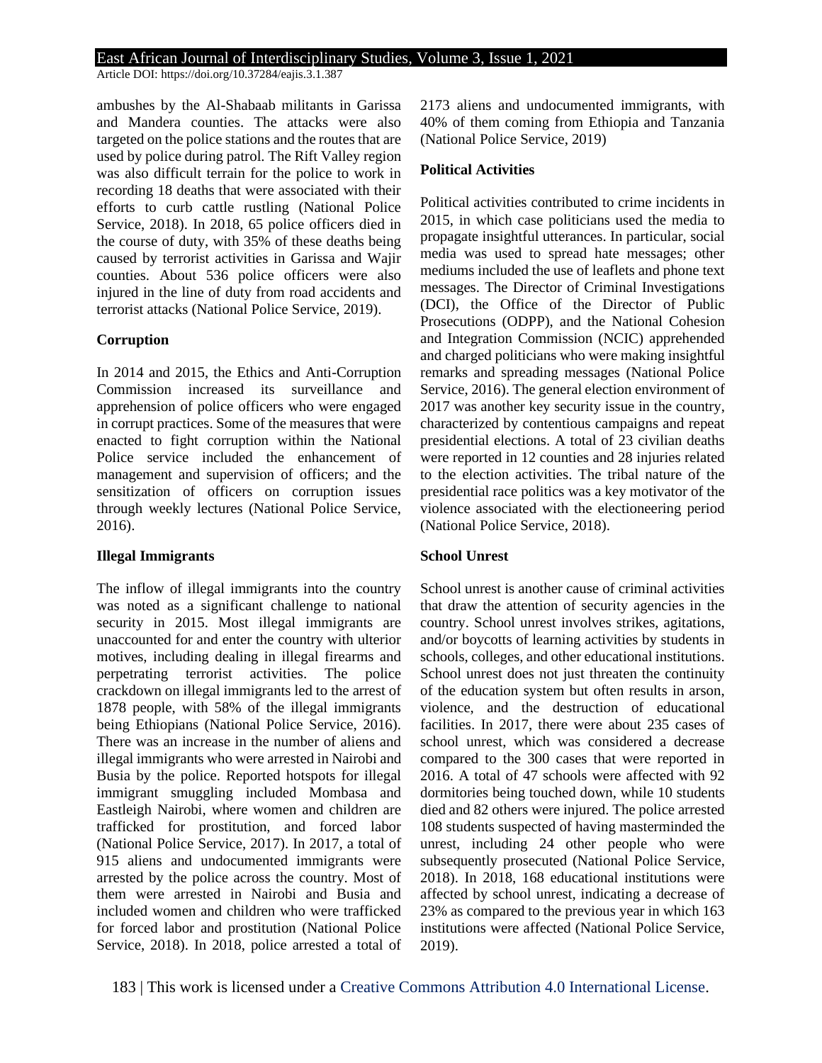ambushes by the Al-Shabaab militants in Garissa and Mandera counties. The attacks were also targeted on the police stations and the routes that are used by police during patrol. The Rift Valley region was also difficult terrain for the police to work in recording 18 deaths that were associated with their efforts to curb cattle rustling (National Police Service, 2018). In 2018, 65 police officers died in the course of duty, with 35% of these deaths being caused by terrorist activities in Garissa and Wajir counties. About 536 police officers were also injured in the line of duty from road accidents and terrorist attacks (National Police Service, 2019).

**Corruption**

In 2014 and 2015, the Ethics and Anti-Corruption Commission increased its surveillance and apprehension of police officers who were engaged in corrupt practices. Some of the measures that were enacted to fight corruption within the National Police service included the enhancement of management and supervision of officers; and the sensitization of officers on corruption issues through weekly lectures (National Police Service, 2016).

**Illegal Immigrants**

The inflow of illegal immigrants into the country was noted as a significant challenge to national security in 2015. Most illegal immigrants are unaccounted for and enter the country with ulterior motives, including dealing in illegal firearms and perpetrating terrorist activities. The police crackdown on illegal immigrants led to the arrest of 1878 people, with 58% of the illegal immigrants being Ethiopians (National Police Service, 2016). There was an increase in the number of aliens and illegal immigrants who were arrested in Nairobi and Busia by the police. Reported hotspots for illegal immigrant smuggling included Mombasa and Eastleigh Nairobi, where women and children are trafficked for prostitution, and forced labor (National Police Service, 2017). In 2017, a total of 915 aliens and undocumented immigrants were arrested by the police across the country. Most of them were arrested in Nairobi and Busia and included women and children who were trafficked for forced labor and prostitution (National Police Service, 2018). In 2018, police arrested a total of 2173 aliens and undocumented immigrants, with 40% of them coming from Ethiopia and Tanzania (National Police Service, 2019)

**Political Activities**

Political activities contributed to crime incidents in 2015, in which case politicians used the media to propagate insightful utterances. In particular, social media was used to spread hate messages; other mediums included the use of leaflets and phone text messages. The Director of Criminal Investigations (DCI), the Office of the Director of Public Prosecutions (ODPP), and the National Cohesion and Integration Commission (NCIC) apprehended and charged politicians who were making insightful remarks and spreading messages (National Police Service, 2016). The general election environment of 2017 was another key security issue in the country, characterized by contentious campaigns and repeat presidential elections. A total of 23 civilian deaths were reported in 12 counties and 28 injuries related to the election activities. The tribal nature of the presidential race politics was a key motivator of the violence associated with the electioneering period (National Police Service, 2018).

**School Unrest**

School unrest is another cause of criminal activities that draw the attention of security agencies in the country. School unrest involves strikes, agitations, and/or boycotts of learning activities by students in schools, colleges, and other educational institutions. School unrest does not just threaten the continuity of the education system but often results in arson, violence, and the destruction of educational facilities. In 2017, there were about 235 cases of school unrest, which was considered a decrease compared to the 300 cases that were reported in 2016. A total of 47 schools were affected with 92 dormitories being touched down, while 10 students died and 82 others were injured. The police arrested 108 students suspected of having masterminded the unrest, including 24 other people who were subsequently prosecuted (National Police Service, 2018). In 2018, 168 educational institutions were affected by school unrest, indicating a decrease of 23% as compared to the previous year in which 163 institutions were affected (National Police Service, 2019).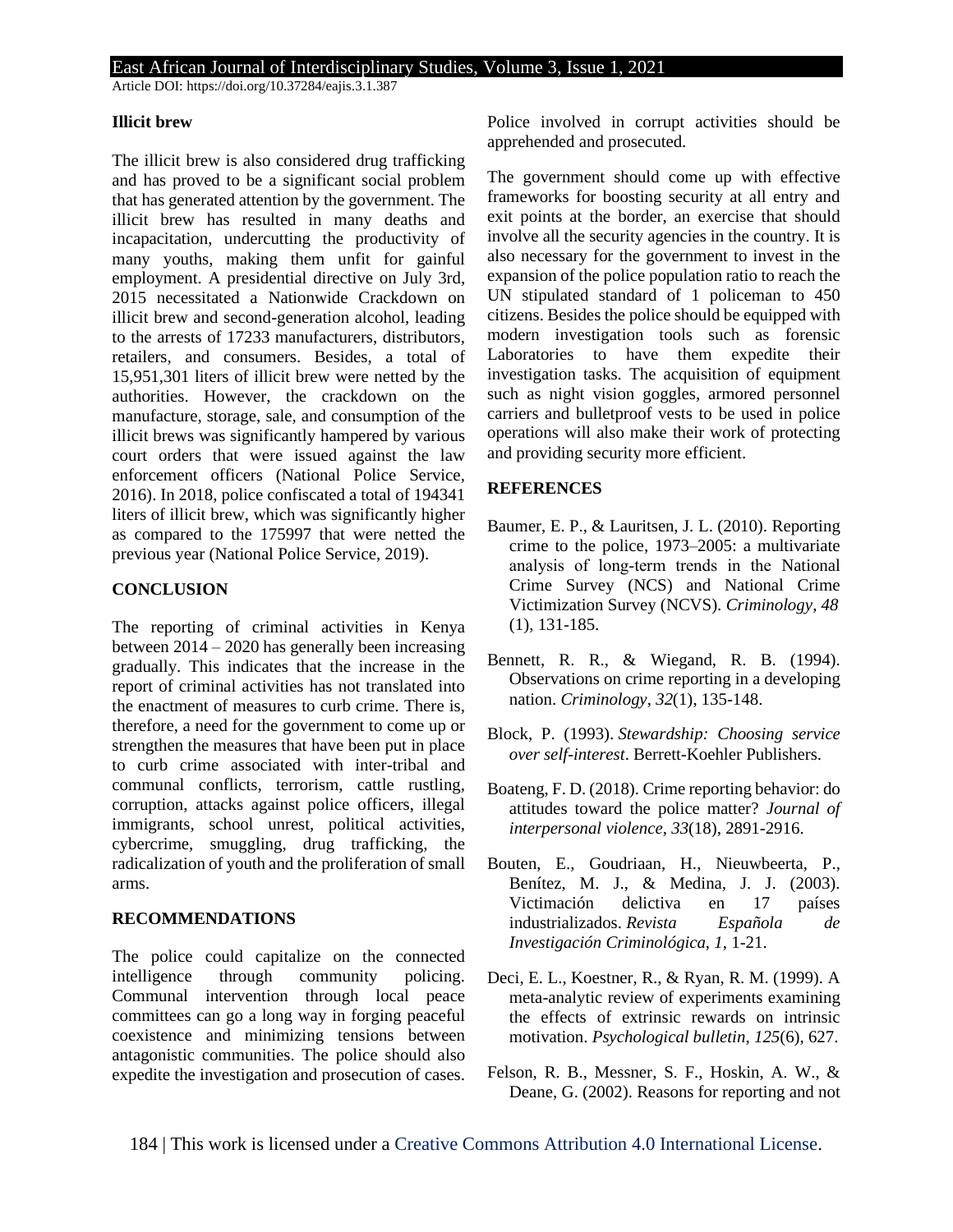### Illicit brew

The illicit brew is also considered drug trafficking and has proved to be a significant social problem that has generated attention by the government. The illicit brew has resulted in many deaths and incapacitation, undercutting the productivity of many youths, making them unfit for gainful employment. A presidential directive on July 3rd, 2015 necessitated a Nationwide Crackdown on illicit brew and second-generation alcohol, leading to the arrests of 17233 manufacturers, distributors, retailers, and consumers. Besides, a total of 15,951,301 liters of illicit brew were netted by the authorities. However, the crackdown on the manufacture, storage, sale, and consumption of the illicit brews was significantly hampered by various court orders that were issued against the law enforcement officers (National Police Service, 2016). In 2018, police confiscated a total of 194341 liters of illicit brew, which was significantly higher as compared to the 175997 that were netted the previous year (National Police Service, 2019).

## CONCLUSION

The reporting of criminal activities in Kenya between 2014 – 2020 has generally been increasing gradually. This indicates that the increase in the report of criminal activities has not translated into the enactment of measures to curb crime. There is, therefore, a need for the government to come up or strengthen the measures that have been put in place to curb crime associated with inter-tribal and communal conflicts, terrorism, cattle rustling, corruption, attacks against police officers, illegal immigrants, school unrest, political activities, cybercrime, smuggling, drug trafficking, the radicalization of youth and the proliferation of small arms.

## RECOMMENDATIONS

The police could capitalize on the connected intelligence through community policing. Communal intervention through local peace committees can go a long way in forging peaceful coexistence and minimizing tensions between antagonistic communities. The police should also expedite the investigation and prosecution of cases. Police involved in corrupt activities should be apprehended and prosecuted.

The government should come up with effective frameworks for boosting security at all entry and exit points at the border, an exercise that should involve all the security agencies in the country. It is also necessary for the government to invest in the expansion of the police population ratio to reach the UN stipulated standard of 1 policeman to 450 citizens. Besides the police should be equipped with modern investigation tools such as forensic Laboratories to have them expedite their investigation tasks. The acquisition of equipment such as night vision goggles, armored personnel carriers and bulletproof vests to be used in police operations will also make their work of protecting and providing security more efficient.

## REFERENCES

Baumer, E. P., & Lauritsen, J. L. (2010). Reporting crime to the police, 1973–2005: a multivariate analysis of long-term trends in the National Crime Survey (NCS) and National Crime Victimization Survey (NCVS). *Criminology*, *48* (1), 131-185.

Bennett, R. R., & Wiegand, R. B. (1994). Observations on crime reporting in a developing nation. *Criminology*, *32*(1), 135-148.

Block, P. (1993). *Stewardship: Choosing service over self-interest*. Berrett-Koehler Publishers.

Boateng, F. D. (2018). Crime reporting behavior: do attitudes toward the police matter? *Journal of interpersonal violence*, *33*(18), 2891-2916.

Bouten, E., Goudriaan, H., Nieuwbeerta, P., Benítez, M. J., & Medina, J. J. (2003). Victimación delictiva en 17 países industrializados. *Revista Española de Investigación Criminológica*, *1*, 1-21.

Deci, E. L., Koestner, R., & Ryan, R. M. (1999). A meta-analytic review of experiments examining the effects of extrinsic rewards on intrinsic motivation. *Psychological bulletin*, *125*(6), 627.

Felson, R. B., Messner, S. F., Hoskin, A. W., & Deane, G. (2002). Reasons for reporting and not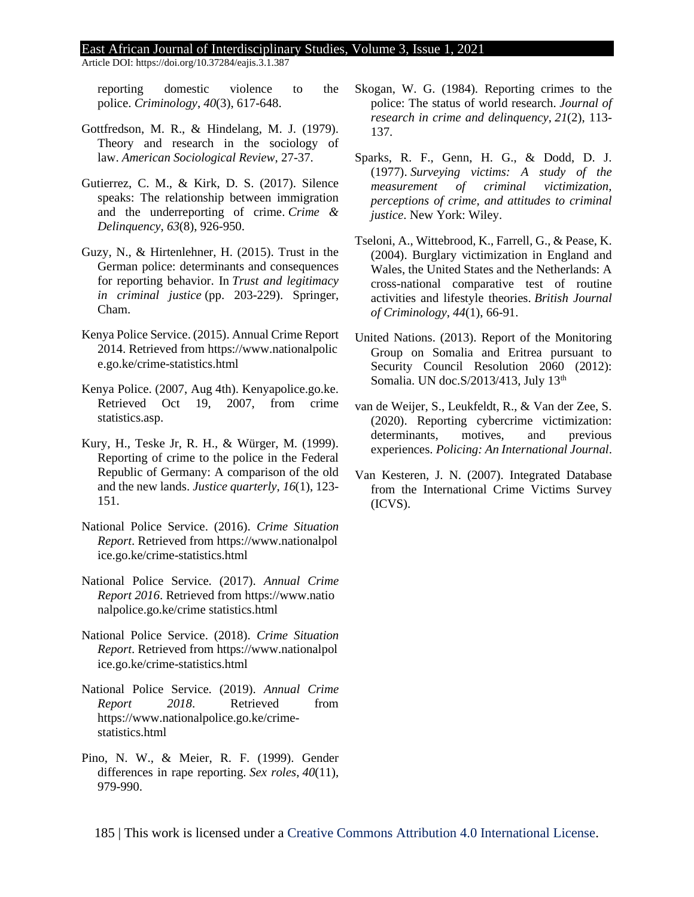reporting domestic violence to the police. *Criminology*, *40*(3), 617-648.

Gottfredson, M. R., & Hindelang, M. J. (1979). Theory and research in the sociology of law. *American Sociological Review*, 27-37.

Gutierrez, C. M., & Kirk, D. S. (2017). Silence speaks: The relationship between immigration and the underreporting of crime. *Crime & Delinquency*, *63*(8), 926-950.

Guzy, N., & Hirtenlehner, H. (2015). Trust in the German police: determinants and consequences for reporting behavior. In *Trust and legitimacy in criminal justice* (pp. 203-229). Springer, Cham.

Kenya Police Service. (2015). Annual Crime Report 2014. Retrieved from https://www.nationalpolice.go.ke/crime-statistics.html

Kenya Police. (2007, Aug 4th). Kenyapolice.go.ke. Retrieved Oct 19, 2007, from crime statistics.asp.

Kury, H., Teske Jr, R. H., & Würger, M. (1999). Reporting of crime to the police in the Federal Republic of Germany: A comparison of the old and the new lands. *Justice quarterly*, *16*(1), 123-151.

National Police Service. (2016). *Crime Situation Report*. Retrieved from https://www.nationalpolice.go.ke/crime-statistics.html

National Police Service. (2017). *Annual Crime Report 2016*. Retrieved from https://www.nationalpolice.go.ke/crime statistics.html

National Police Service. (2018). *Crime Situation Report*. Retrieved from https://www.nationalpolice.go.ke/crime-statistics.html

National Police Service. (2019). *Annual Crime Report 2018*. Retrieved from https://www.nationalpolice.go.ke/crime-statistics.html

Pino, N. W., & Meier, R. F. (1999). Gender differences in rape reporting. *Sex roles*, *40*(11), 979-990.

Skogan, W. G. (1984). Reporting crimes to the police: The status of world research. *Journal of research in crime and delinquency*, *21*(2), 113-137.

Sparks, R. F., Genn, H. G., & Dodd, D. J. (1977). *Surveying victims: A study of the measurement of criminal victimization, perceptions of crime, and attitudes to criminal justice*. New York: Wiley.

Tseloni, A., Wittebrood, K., Farrell, G., & Pease, K. (2004). Burglary victimization in England and Wales, the United States and the Netherlands: A cross-national comparative test of routine activities and lifestyle theories. *British Journal of Criminology*, *44*(1), 66-91.

United Nations. (2013). Report of the Monitoring Group on Somalia and Eritrea pursuant to Security Council Resolution 2060 (2012): Somalia. UN doc.S/2013/413, July 13th

van de Weijer, S., Leukfeldt, R., & Van der Zee, S. (2020). Reporting cybercrime victimization: determinants, motives, and previous experiences. *Policing: An International Journal*.

Van Kesteren, J. N. (2007). Integrated Database from the International Crime Victims Survey (ICVS).